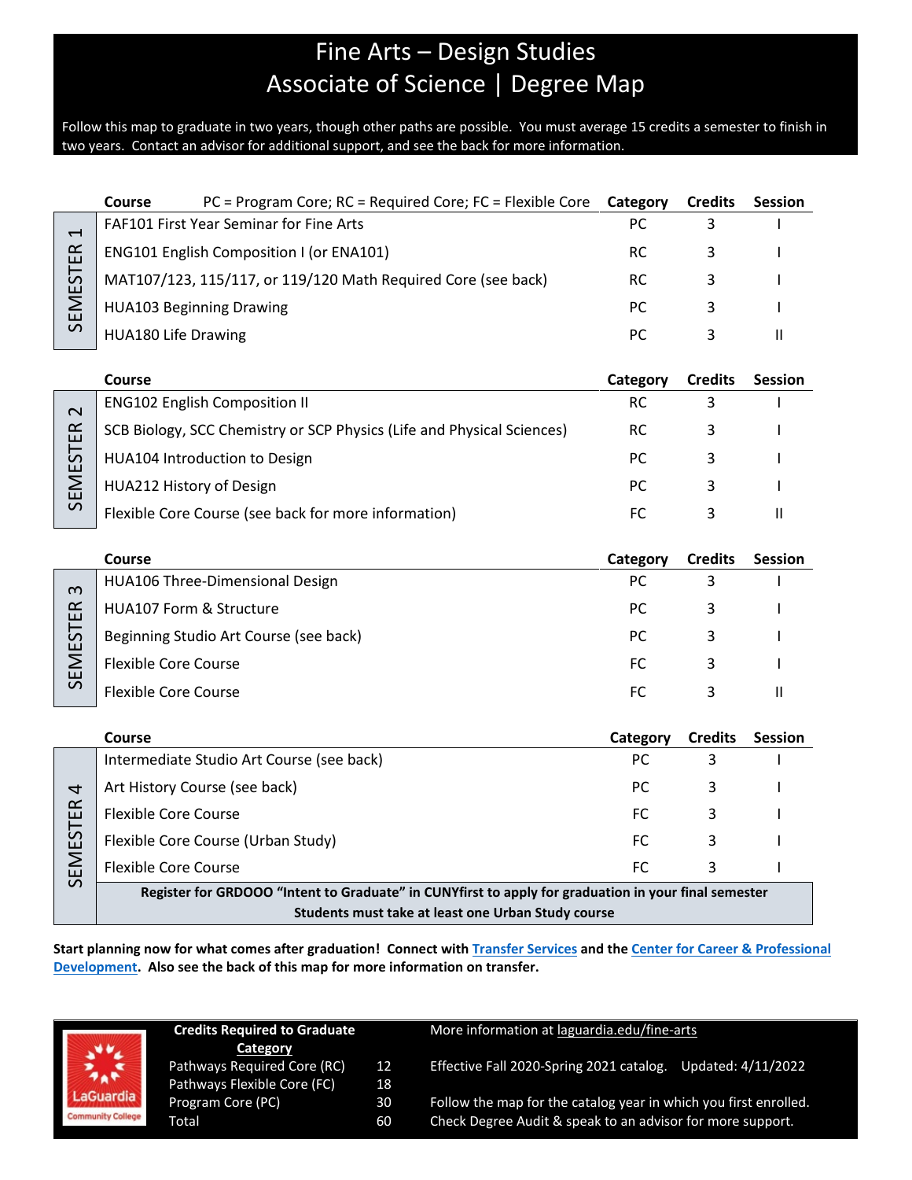# Fine Arts – Design Studies
## Associate of Science | Degree Map

Follow this map to graduate in two years, though other paths are possible. You must average 15 credits a semester to finish in two years. Contact an advisor for additional support, and see the back for more information.

### Semester 1

| Course PC = Program Core; RC = Required Core; FC = Flexible Core | Category | Credits | Session |
|---|---|---|---|
| FAF101 First Year Seminar for Fine Arts | PC | 3 | I |
| ENG101 English Composition I (or ENA101) | RC | 3 | I |
| MAT107/123, 115/117, or 119/120 Math Required Core (see back) | RC | 3 | I |
| HUA103 Beginning Drawing | PC | 3 | I |
| HUA180 Life Drawing | PC | 3 | II |

### Semester 2

| Course | Category | Credits | Session |
|---|---|---|---|
| ENG102 English Composition II | RC | 3 | I |
| SCB Biology, SCC Chemistry or SCP Physics (Life and Physical Sciences) | RC | 3 | I |
| HUA104 Introduction to Design | PC | 3 | I |
| HUA212 History of Design | PC | 3 | I |
| Flexible Core Course (see back for more information) | FC | 3 | II |

### Semester 3

| Course | Category | Credits | Session |
|---|---|---|---|
| HUA106 Three-Dimensional Design | PC | 3 | I |
| HUA107 Form & Structure | PC | 3 | I |
| Beginning Studio Art Course (see back) | PC | 3 | I |
| Flexible Core Course | FC | 3 | I |
| Flexible Core Course | FC | 3 | II |

### Semester 4

| Course | Category | Credits | Session |
|---|---|---|---|
| Intermediate Studio Art Course (see back) | PC | 3 | I |
| Art History Course (see back) | PC | 3 | I |
| Flexible Core Course | FC | 3 | I |
| Flexible Core Course (Urban Study) | FC | 3 | I |
| Flexible Core Course | FC | 3 | I |

**Register for GRDOOO "Intent to Graduate" in CUNYfirst to apply for graduation in your final semester**
**Students must take at least one Urban Study course**

**Start planning now for what comes after graduation! Connect with Transfer Services and the Center for Career & Professional Development. Also see the back of this map for more information on transfer.**

| Credits Required to Graduate Category | |
|---|---|
| Pathways Required Core (RC) | 12 |
| Pathways Flexible Core (FC) | 18 |
| Program Core (PC) | 30 |
| Total | 60 |

More information at laguardia.edu/fine-arts

Effective Fall 2020-Spring 2021 catalog. Updated: 4/11/2022

Follow the map for the catalog year in which you first enrolled.
Check Degree Audit & speak to an advisor for more support.

LaGuardia Community College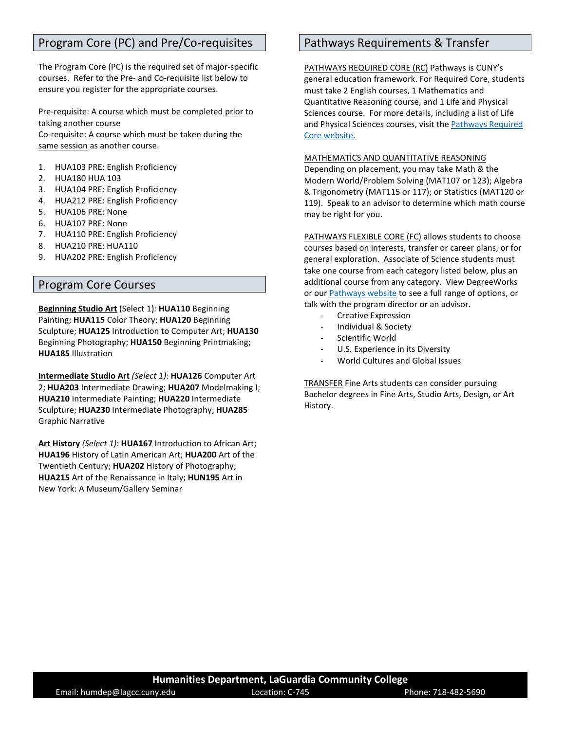## Program Core (PC) and Pre/Co-requisites

The Program Core (PC) is the required set of major-specific courses. Refer to the Pre- and Co-requisite list below to ensure you register for the appropriate courses.

Pre-requisite: A course which must be completed prior to taking another course
Co-requisite: A course which must be taken during the same session as another course.

1. HUA103 PRE: English Proficiency
2. HUA180 HUA 103
3. HUA104 PRE: English Proficiency
4. HUA212 PRE: English Proficiency
5. HUA106 PRE: None
6. HUA107 PRE: None
7. HUA110 PRE: English Proficiency
8. HUA210 PRE: HUA110
9. HUA202 PRE: English Proficiency

## Program Core Courses

**Beginning Studio Art** (Select 1)*:* **HUA110** Beginning Painting; **HUA115** Color Theory; **HUA120** Beginning Sculpture; **HUA125** Introduction to Computer Art; **HUA130** Beginning Photography; **HUA150** Beginning Printmaking; **HUA185** Illustration

**Intermediate Studio Art** *(Select 1)*: **HUA126** Computer Art 2; **HUA203** Intermediate Drawing; **HUA207** Modelmaking I; **HUA210** Intermediate Painting; **HUA220** Intermediate Sculpture; **HUA230** Intermediate Photography; **HUA285** Graphic Narrative

**Art History** *(Select 1)*: **HUA167** Introduction to African Art; **HUA196** History of Latin American Art; **HUA200** Art of the Twentieth Century; **HUA202** History of Photography; **HUA215** Art of the Renaissance in Italy; **HUN195** Art in New York: A Museum/Gallery Seminar

## Pathways Requirements & Transfer

PATHWAYS REQUIRED CORE (RC) Pathways is CUNY's general education framework. For Required Core, students must take 2 English courses, 1 Mathematics and Quantitative Reasoning course, and 1 Life and Physical Sciences course. For more details, including a list of Life and Physical Sciences courses, visit the Pathways Required Core website.

MATHEMATICS AND QUANTITATIVE REASONING
Depending on placement, you may take Math & the Modern World/Problem Solving (MAT107 or 123); Algebra & Trigonometry (MAT115 or 117); or Statistics (MAT120 or 119). Speak to an advisor to determine which math course may be right for you.

PATHWAYS FLEXIBLE CORE (FC) allows students to choose courses based on interests, transfer or career plans, or for general exploration. Associate of Science students must take one course from each category listed below, plus an additional course from any category. View DegreeWorks or our Pathways website to see a full range of options, or talk with the program director or an advisor.

- Creative Expression
- Individual & Society
- Scientific World
- U.S. Experience in its Diversity
- World Cultures and Global Issues

TRANSFER Fine Arts students can consider pursuing Bachelor degrees in Fine Arts, Studio Arts, Design, or Art History.

**Humanities Department, LaGuardia Community College**
Email: humdep@lagcc.cuny.edu Location: C-745 Phone: 718-482-5690